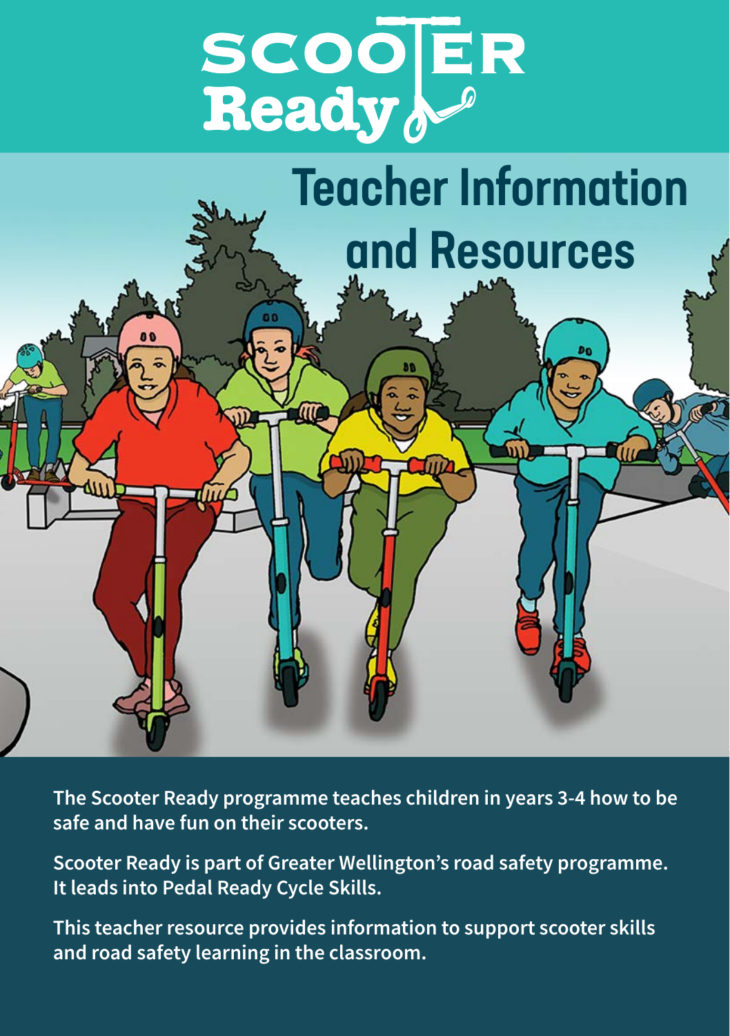# SCOOTER Ready

## Teacher Information and Resources

**The Scooter Ready programme teaches children in years 3-4 how to be safe and have fun on their scooters.**

**Scooter Ready is part of Greater Wellington's road safety programme. It leads into Pedal Ready Cycle Skills.**

**This teacher resource provides information to support scooter skills and road safety learning in the classroom.**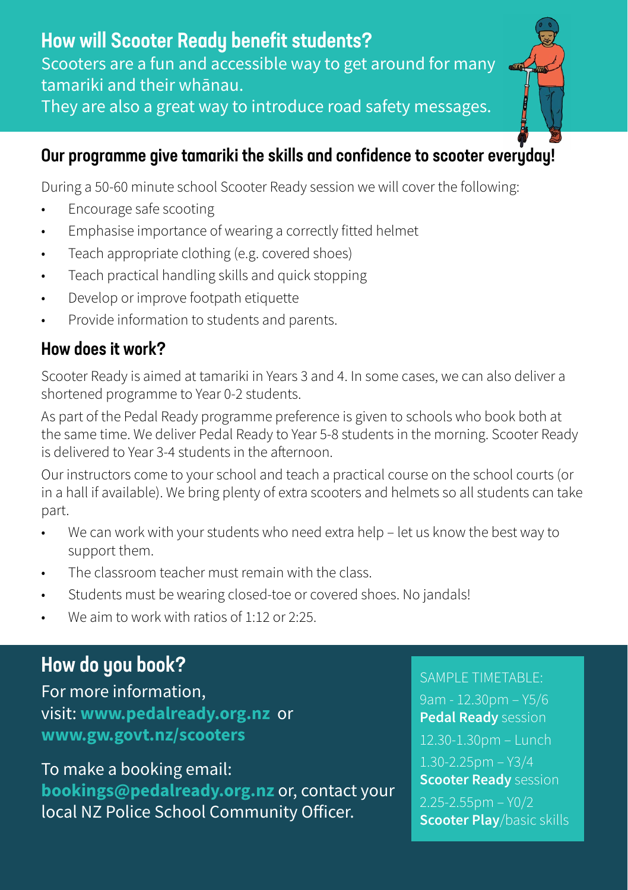## How will Scooter Ready benefit students?

Scooters are a fun and accessible way to get around for many tamariki and their whānau.
They are also a great way to introduce road safety messages.

### Our programme give tamariki the skills and confidence to scooter everyday!

During a 50-60 minute school Scooter Ready session we will cover the following:

- Encourage safe scooting
- Emphasise importance of wearing a correctly fitted helmet
- Teach appropriate clothing (e.g. covered shoes)
- Teach practical handling skills and quick stopping
- Develop or improve footpath etiquette
- Provide information to students and parents.

### How does it work?

Scooter Ready is aimed at tamariki in Years 3 and 4. In some cases, we can also deliver a shortened programme to Year 0-2 students.

As part of the Pedal Ready programme preference is given to schools who book both at the same time. We deliver Pedal Ready to Year 5-8 students in the morning. Scooter Ready is delivered to Year 3-4 students in the afternoon.

Our instructors come to your school and teach a practical course on the school courts (or in a hall if available). We bring plenty of extra scooters and helmets so all students can take part.

- We can work with your students who need extra help – let us know the best way to support them.
- The classroom teacher must remain with the class.
- Students must be wearing closed-toe or covered shoes. No jandals!
- We aim to work with ratios of 1:12 or 2:25.

## How do you book?

For more information,
visit: **www.pedalready.org.nz** or **www.gw.govt.nz/scooters**

To make a booking email:
**bookings@pedalready.org.nz** or, contact your local NZ Police School Community Officer.

SAMPLE TIMETABLE:

9am - 12.30pm – Y5/6 **Pedal Ready** session

12.30-1.30pm – Lunch

1.30-2.25pm – Y3/4 **Scooter Ready** session

2.25-2.55pm – Y0/2 **Scooter Play**/basic skills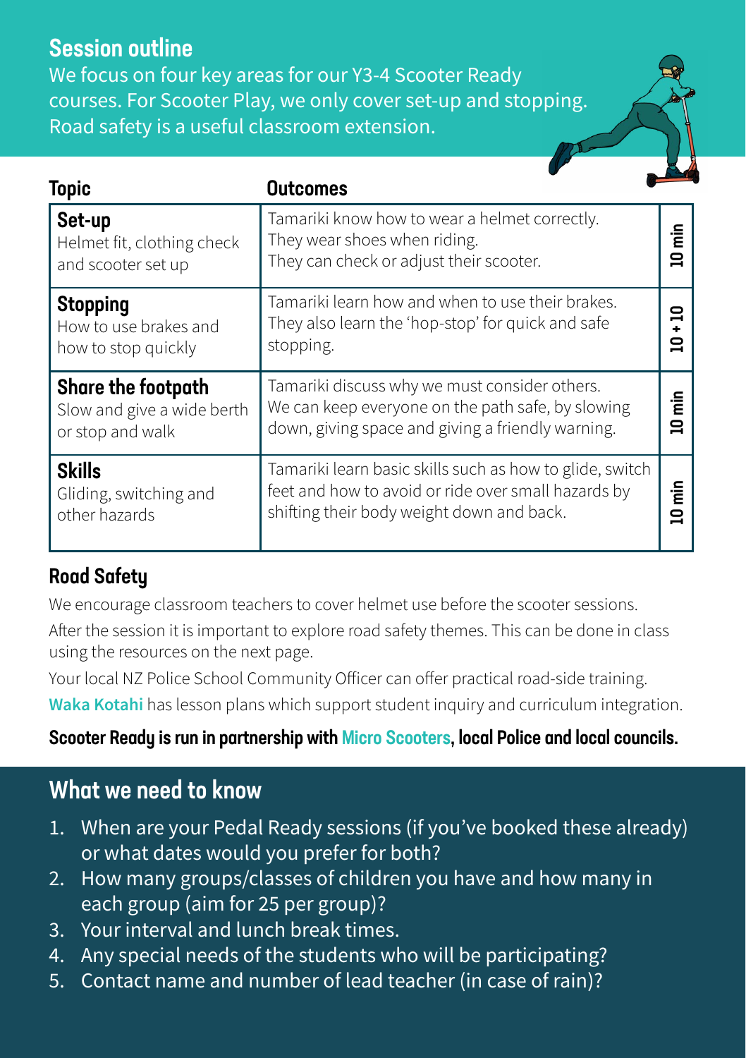## Session outline

We focus on four key areas for our Y3-4 Scooter Ready courses. For Scooter Play, we only cover set-up and stopping. Road safety is a useful classroom extension.

| Topic | Outcomes | |
|---|---|---|
| **Set-up**<br>Helmet fit, clothing check and scooter set up | Tamariki know how to wear a helmet correctly.<br>They wear shoes when riding.<br>They can check or adjust their scooter. | 10 min |
| **Stopping**<br>How to use brakes and how to stop quickly | Tamariki learn how and when to use their brakes.<br>They also learn the 'hop-stop' for quick and safe stopping. | 10 + 10 |
| **Share the footpath**<br>Slow and give a wide berth or stop and walk | Tamariki discuss why we must consider others.<br>We can keep everyone on the path safe, by slowing down, giving space and giving a friendly warning. | 10 min |
| **Skills**<br>Gliding, switching and other hazards | Tamariki learn basic skills such as how to glide, switch feet and how to avoid or ride over small hazards by shifting their body weight down and back. | 10 min |

### Road Safety

We encourage classroom teachers to cover helmet use before the scooter sessions.

After the session it is important to explore road safety themes. This can be done in class using the resources on the next page.

Your local NZ Police School Community Officer can offer practical road-side training.

Waka Kotahi has lesson plans which support student inquiry and curriculum integration.

**Scooter Ready is run in partnership with Micro Scooters, local Police and local councils.**

## What we need to know

1. When are your Pedal Ready sessions (if you've booked these already) or what dates would you prefer for both?
2. How many groups/classes of children you have and how many in each group (aim for 25 per group)?
3. Your interval and lunch break times.
4. Any special needs of the students who will be participating?
5. Contact name and number of lead teacher (in case of rain)?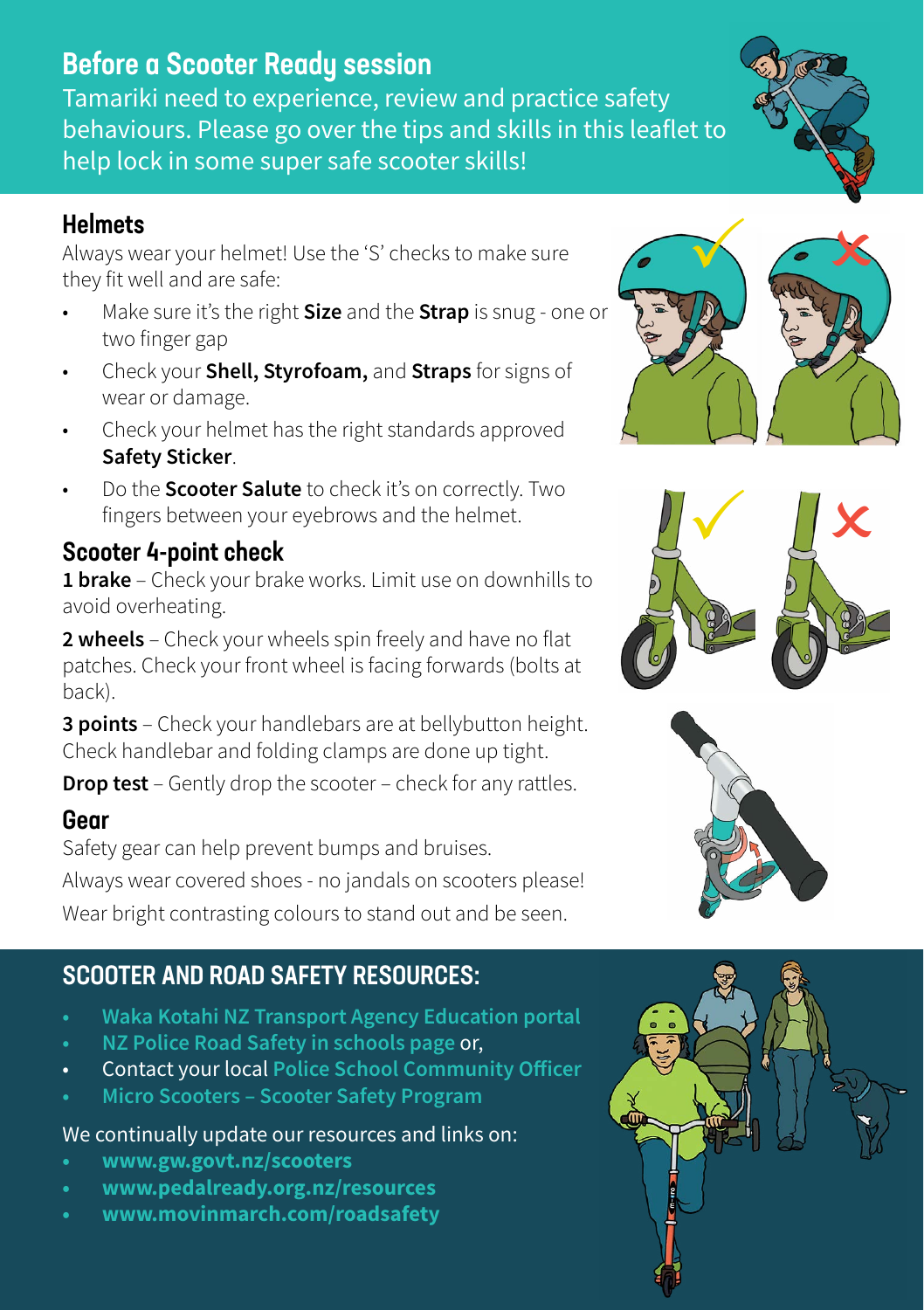## Before a Scooter Ready session

Tamariki need to experience, review and practice safety behaviours. Please go over the tips and skills in this leaflet to help lock in some super safe scooter skills!

### Helmets

Always wear your helmet! Use the 'S' checks to make sure they fit well and are safe:

- Make sure it's the right **Size** and the **Strap** is snug - one or two finger gap
- Check your **Shell, Styrofoam,** and **Straps** for signs of wear or damage.
- Check your helmet has the right standards approved **Safety Sticker**.
- Do the **Scooter Salute** to check it's on correctly. Two fingers between your eyebrows and the helmet.

### Scooter 4-point check

**1 brake** – Check your brake works. Limit use on downhills to avoid overheating.

**2 wheels** – Check your wheels spin freely and have no flat patches. Check your front wheel is facing forwards (bolts at back).

**3 points** – Check your handlebars are at bellybutton height. Check handlebar and folding clamps are done up tight.

**Drop test** – Gently drop the scooter – check for any rattles.

### Gear

Safety gear can help prevent bumps and bruises.

Always wear covered shoes - no jandals on scooters please!

Wear bright contrasting colours to stand out and be seen.

## SCOOTER AND ROAD SAFETY RESOURCES:

- Waka Kotahi NZ Transport Agency Education portal
- NZ Police Road Safety in schools page or,
- Contact your local Police School Community Officer
- Micro Scooters – Scooter Safety Program

We continually update our resources and links on:

- **www.gw.govt.nz/scooters**
- **www.pedalready.org.nz/resources**
- **www.movinmarch.com/roadsafety**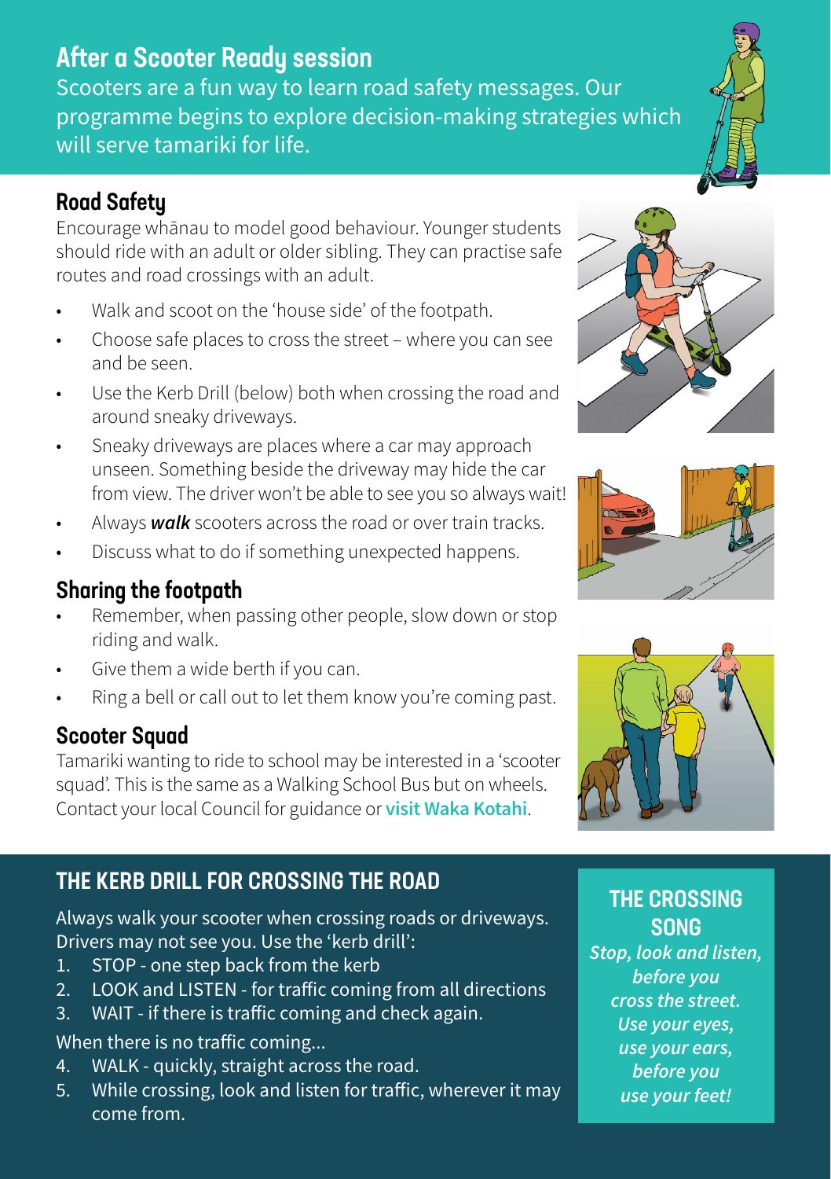## After a Scooter Ready session

Scooters are a fun way to learn road safety messages. Our programme begins to explore decision-making strategies which will serve tamariki for life.

### Road Safety

Encourage whānau to model good behaviour. Younger students should ride with an adult or older sibling. They can practise safe routes and road crossings with an adult.

- Walk and scoot on the 'house side' of the footpath.
- Choose safe places to cross the street – where you can see and be seen.
- Use the Kerb Drill (below) both when crossing the road and around sneaky driveways.
- Sneaky driveways are places where a car may approach unseen. Something beside the driveway may hide the car from view. The driver won't be able to see you so always wait!
- Always ***walk*** scooters across the road or over train tracks.
- Discuss what to do if something unexpected happens.

### Sharing the footpath

- Remember, when passing other people, slow down or stop riding and walk.
- Give them a wide berth if you can.
- Ring a bell or call out to let them know you're coming past.

### Scooter Squad

Tamariki wanting to ride to school may be interested in a 'scooter squad'. This is the same as a Walking School Bus but on wheels. Contact your local Council for guidance or **visit Waka Kotahi**.

### THE KERB DRILL FOR CROSSING THE ROAD

Always walk your scooter when crossing roads or driveways. Drivers may not see you. Use the 'kerb drill':

1. STOP - one step back from the kerb
2. LOOK and LISTEN - for traffic coming from all directions
3. WAIT - if there is traffic coming and check again.

When there is no traffic coming...

4. WALK - quickly, straight across the road.
5. While crossing, look and listen for traffic, wherever it may come from.

### THE CROSSING SONG

***Stop, look and listen, before you cross the street. Use your eyes, use your ears, before you use your feet!***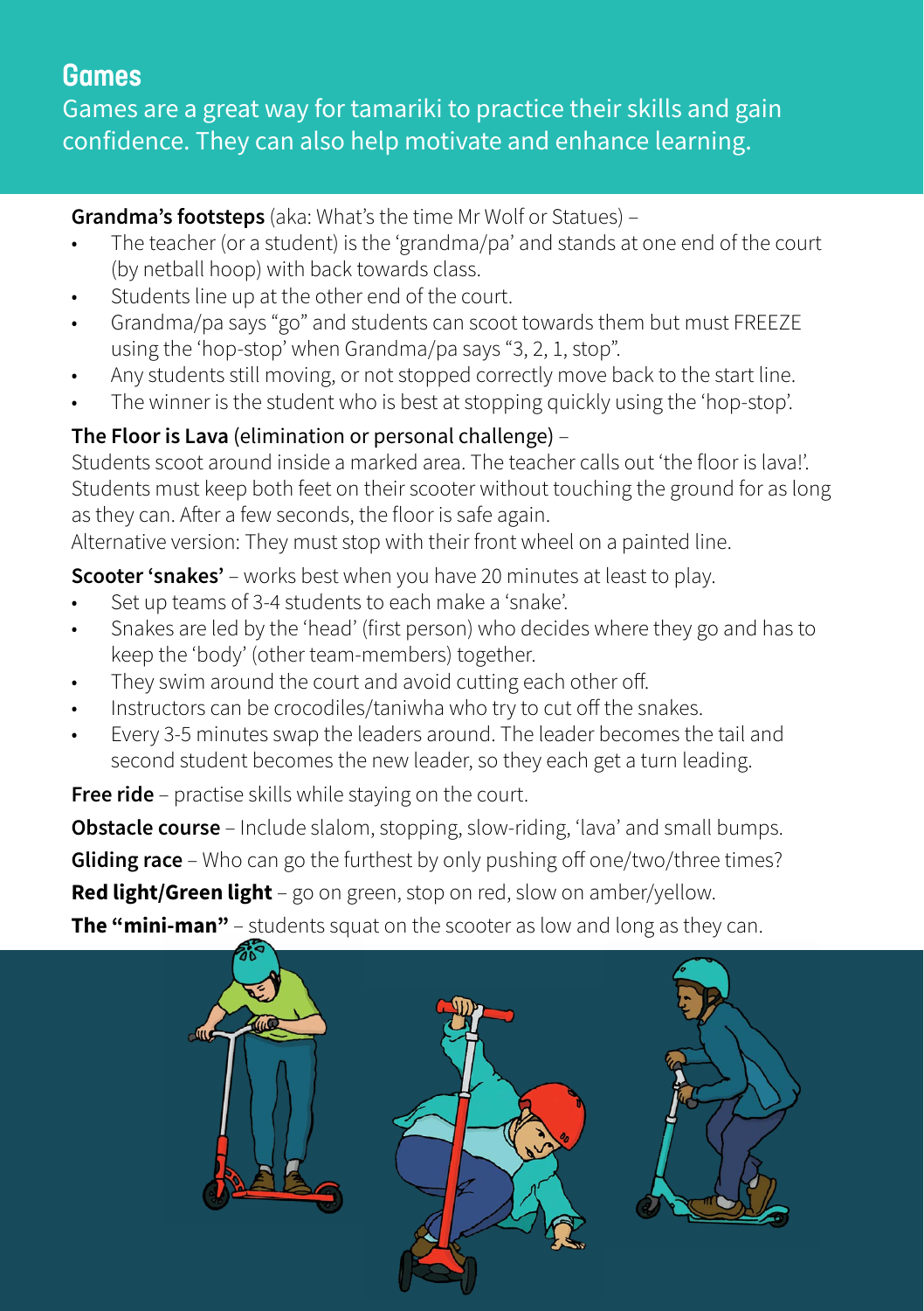## Games

Games are a great way for tamariki to practice their skills and gain confidence. They can also help motivate and enhance learning.

**Grandma's footsteps** (aka: What's the time Mr Wolf or Statues) –

- The teacher (or a student) is the 'grandma/pa' and stands at one end of the court (by netball hoop) with back towards class.
- Students line up at the other end of the court.
- Grandma/pa says "go" and students can scoot towards them but must FREEZE using the 'hop-stop' when Grandma/pa says "3, 2, 1, stop".
- Any students still moving, or not stopped correctly move back to the start line.
- The winner is the student who is best at stopping quickly using the 'hop-stop'.

**The Floor is Lava** (elimination or personal challenge) –
Students scoot around inside a marked area. The teacher calls out 'the floor is lava!'. Students must keep both feet on their scooter without touching the ground for as long as they can. After a few seconds, the floor is safe again.
Alternative version: They must stop with their front wheel on a painted line.

**Scooter 'snakes'** – works best when you have 20 minutes at least to play.

- Set up teams of 3-4 students to each make a 'snake'.
- Snakes are led by the 'head' (first person) who decides where they go and has to keep the 'body' (other team-members) together.
- They swim around the court and avoid cutting each other off.
- Instructors can be crocodiles/taniwha who try to cut off the snakes.
- Every 3-5 minutes swap the leaders around. The leader becomes the tail and second student becomes the new leader, so they each get a turn leading.

**Free ride** – practise skills while staying on the court.

**Obstacle course** – Include slalom, stopping, slow-riding, 'lava' and small bumps.

**Gliding race** – Who can go the furthest by only pushing off one/two/three times?

**Red light/Green light** – go on green, stop on red, slow on amber/yellow.

**The "mini-man"** – students squat on the scooter as low and long as they can.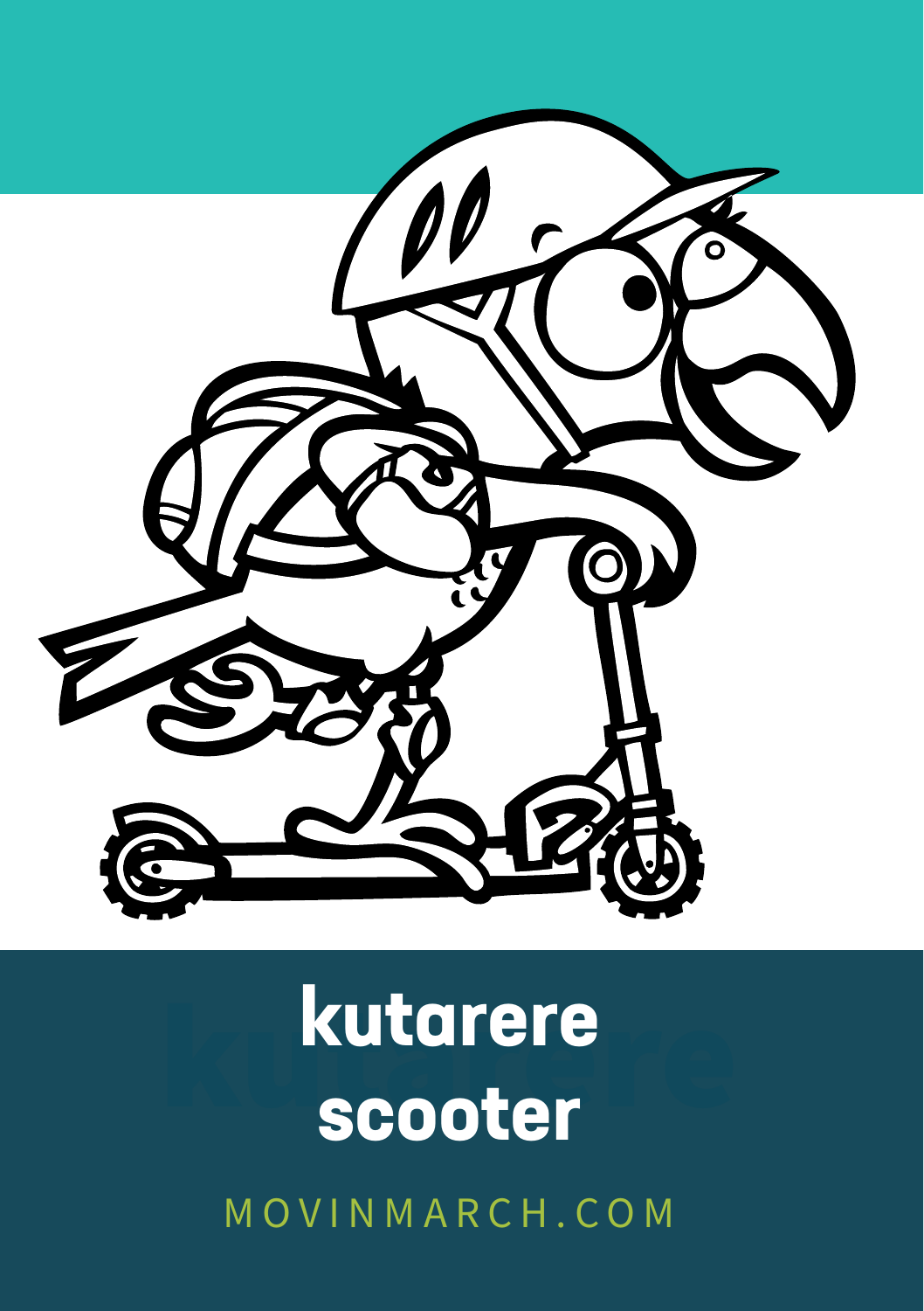# kutarere
# scooter

MOVINMARCH.COM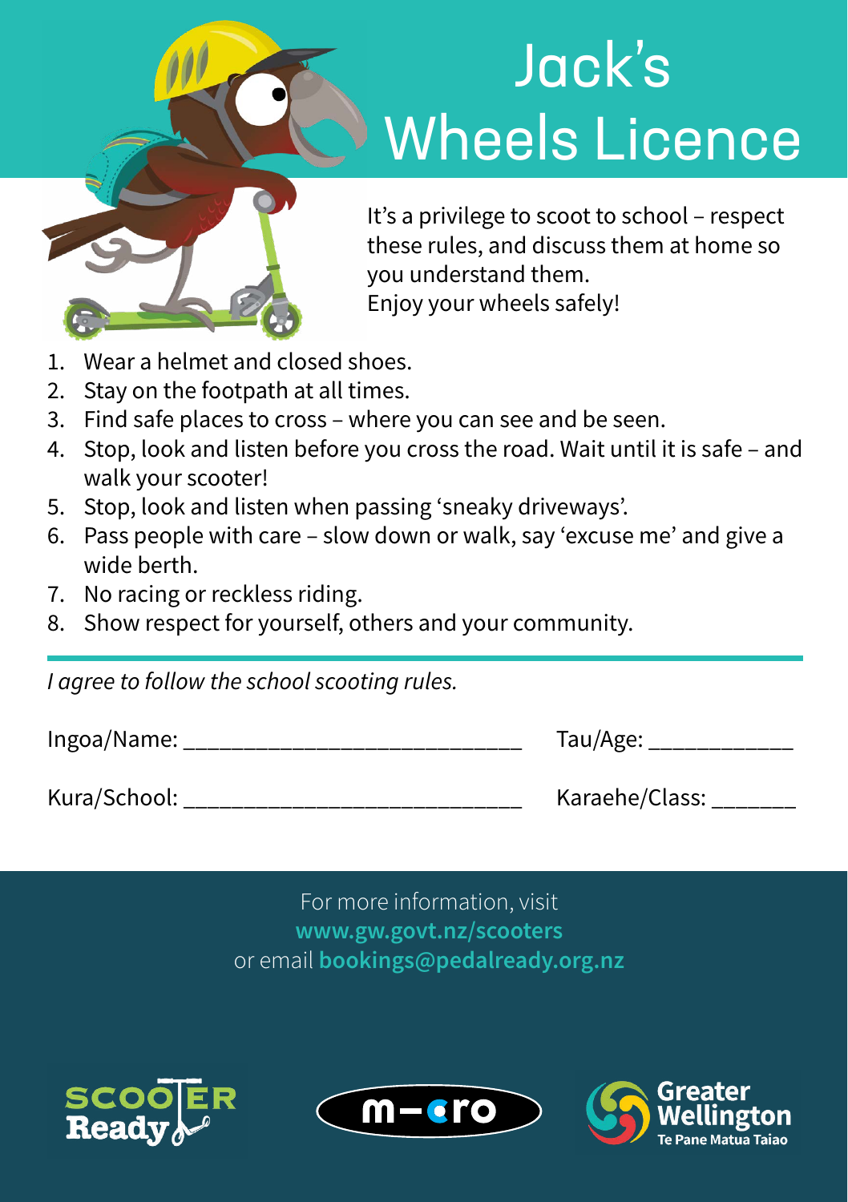# Jack's Wheels Licence

It's a privilege to scoot to school – respect these rules, and discuss them at home so you understand them.
Enjoy your wheels safely!

1. Wear a helmet and closed shoes.
2. Stay on the footpath at all times.
3. Find safe places to cross – where you can see and be seen.
4. Stop, look and listen before you cross the road. Wait until it is safe – and walk your scooter!
5. Stop, look and listen when passing 'sneaky driveways'.
6. Pass people with care – slow down or walk, say 'excuse me' and give a wide berth.
7. No racing or reckless riding.
8. Show respect for yourself, others and your community.

---

*I agree to follow the school scooting rules.*

Ingoa/Name: ____________________________ Tau/Age: ____________

Kura/School: ____________________________ Karaehe/Class: _______

For more information, visit
**www.gw.govt.nz/scooters**
or email **bookings@pedalready.org.nz**

SCOOTER Ready

m-cro

Greater Wellington
Te Pane Matua Taiao